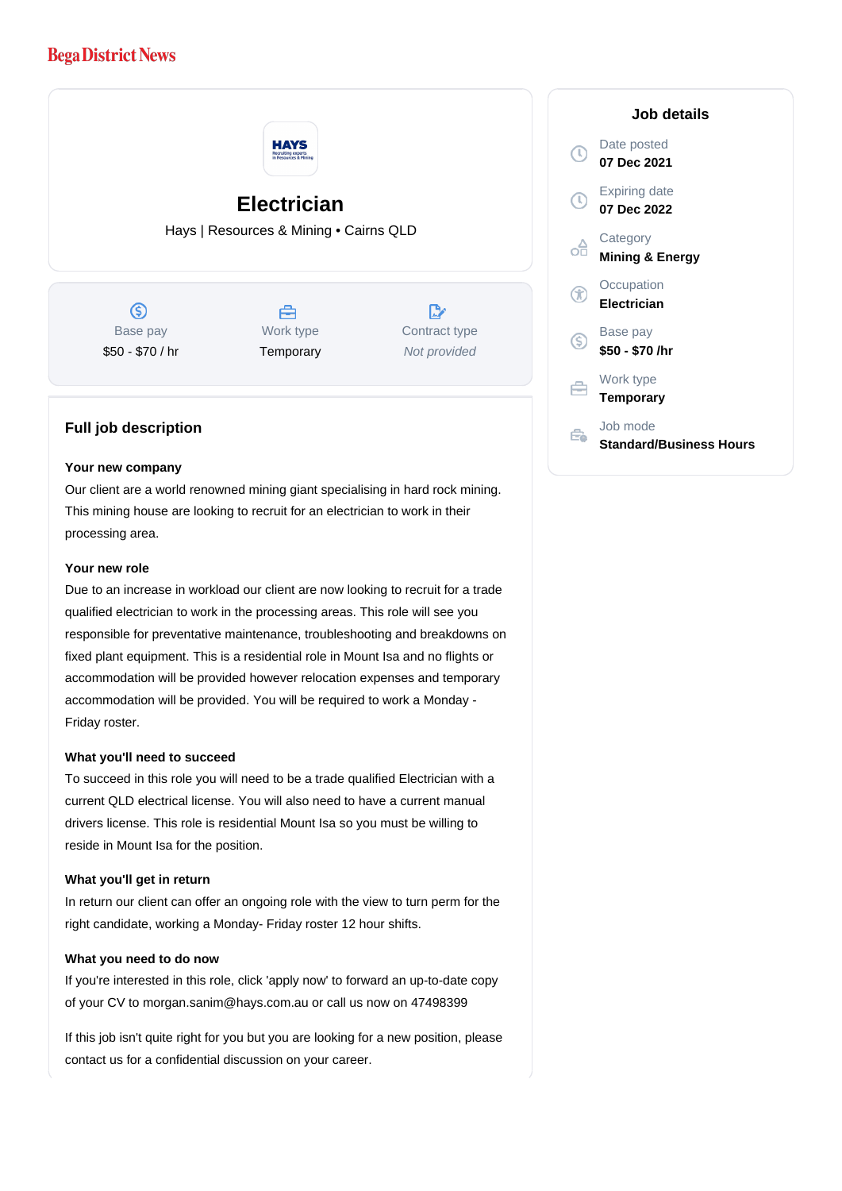Bega District News

# Electrician

Hays | Resources & Mining • Cairns QLD

| Base pay | Work type | Contract type |
|---|---|---|
| $50 - $70 / hr | Temporary | *Not provided* |

## Job details

Date posted
**07 Dec 2021**

Expiring date
**07 Dec 2022**

Category
**Mining & Energy**

Occupation
**Electrician**

Base pay
**$50 - $70 /hr**

Work type
**Temporary**

Job mode
**Standard/Business Hours**

## Full job description

**Your new company**

Our client are a world renowned mining giant specialising in hard rock mining. This mining house are looking to recruit for an electrician to work in their processing area.

**Your new role**

Due to an increase in workload our client are now looking to recruit for a trade qualified electrician to work in the processing areas. This role will see you responsible for preventative maintenance, troubleshooting and breakdowns on fixed plant equipment. This is a residential role in Mount Isa and no flights or accommodation will be provided however relocation expenses and temporary accommodation will be provided. You will be required to work a Monday - Friday roster.

**What you'll need to succeed**

To succeed in this role you will need to be a trade qualified Electrician with a current QLD electrical license. You will also need to have a current manual drivers license. This role is residential Mount Isa so you must be willing to reside in Mount Isa for the position.

**What you'll get in return**

In return our client can offer an ongoing role with the view to turn perm for the right candidate, working a Monday- Friday roster 12 hour shifts.

**What you need to do now**

If you're interested in this role, click 'apply now' to forward an up-to-date copy of your CV to morgan.sanim@hays.com.au or call us now on 47498399

If this job isn't quite right for you but you are looking for a new position, please contact us for a confidential discussion on your career.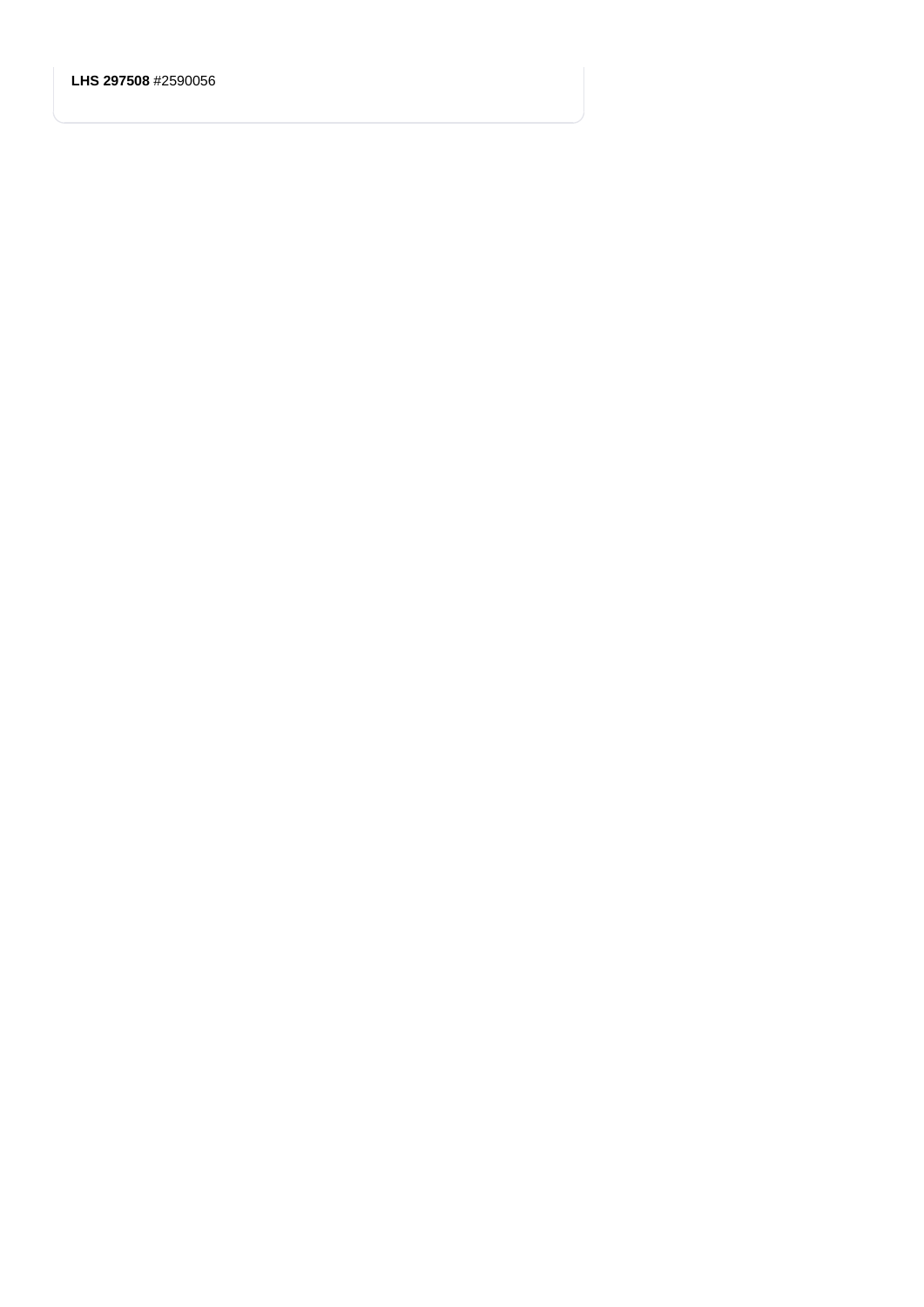**LHS 297508** #2590056